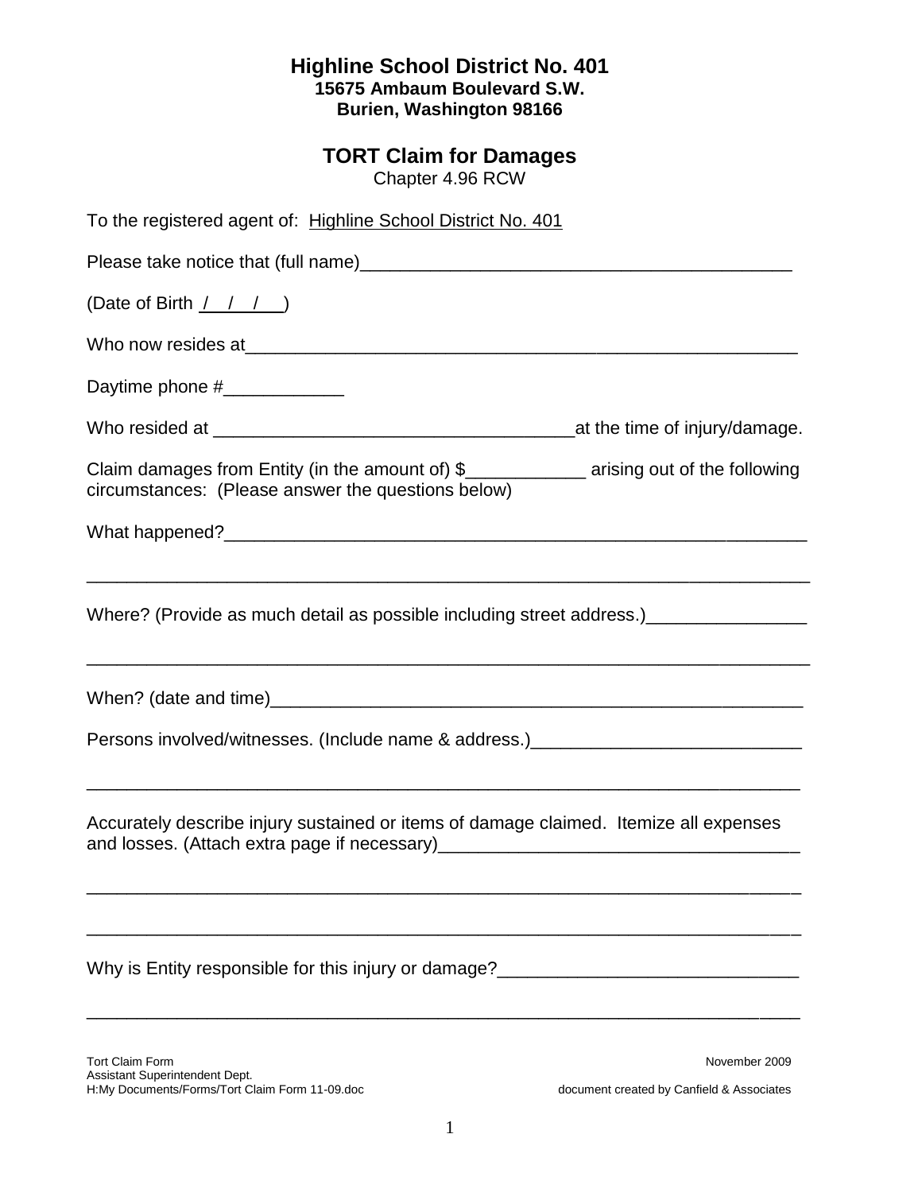# Highline School District No. 401

**15675 Ambaum Boulevard S.W.**
**Burien, Washington 98166**

## TORT Claim for Damages

Chapter 4.96 RCW

To the registered agent of: Highline School District No. 401

Please take notice that (full name)\_\_\_\_\_\_\_\_\_\_\_\_\_\_\_\_\_\_\_\_\_\_\_\_\_\_\_\_\_\_\_\_\_\_\_\_\_\_\_\_\_\_

(Date of Birth / / / )

Who now resides at\_\_\_\_\_\_\_\_\_\_\_\_\_\_\_\_\_\_\_\_\_\_\_\_\_\_\_\_\_\_\_\_\_\_\_\_\_\_\_\_\_\_\_\_\_\_\_\_\_\_\_\_\_

Daytime phone #\_\_\_\_\_\_\_\_\_\_\_\_

Who resided at \_\_\_\_\_\_\_\_\_\_\_\_\_\_\_\_\_\_\_\_\_\_\_\_\_\_\_\_\_\_\_\_\_\_\_\_at the time of injury/damage.

Claim damages from Entity (in the amount of) $\_\_\_\_\_\_\_\_\_\_\_\_ arising out of the following circumstances: (Please answer the questions below)

What happened?\_\_\_\_\_\_\_\_\_\_\_\_\_\_\_\_\_\_\_\_\_\_\_\_\_\_\_\_\_\_\_\_\_\_\_\_\_\_\_\_\_\_\_\_\_\_\_\_\_\_\_\_\_\_\_\_\_

\_\_\_\_\_\_\_\_\_\_\_\_\_\_\_\_\_\_\_\_\_\_\_\_\_\_\_\_\_\_\_\_\_\_\_\_\_\_\_\_\_\_\_\_\_\_\_\_\_\_\_\_\_\_\_\_\_\_\_\_\_\_\_\_\_\_\_\_\_

Where? (Provide as much detail as possible including street address.)\_\_\_\_\_\_\_\_\_\_\_\_\_\_\_\_

\_\_\_\_\_\_\_\_\_\_\_\_\_\_\_\_\_\_\_\_\_\_\_\_\_\_\_\_\_\_\_\_\_\_\_\_\_\_\_\_\_\_\_\_\_\_\_\_\_\_\_\_\_\_\_\_\_\_\_\_\_\_\_\_\_\_\_\_\_

When? (date and time)\_\_\_\_\_\_\_\_\_\_\_\_\_\_\_\_\_\_\_\_\_\_\_\_\_\_\_\_\_\_\_\_\_\_\_\_\_\_\_\_\_\_\_\_\_\_\_\_\_\_\_\_

Persons involved/witnesses. (Include name & address.)\_\_\_\_\_\_\_\_\_\_\_\_\_\_\_\_\_\_\_\_\_\_\_\_\_\_\_

\_\_\_\_\_\_\_\_\_\_\_\_\_\_\_\_\_\_\_\_\_\_\_\_\_\_\_\_\_\_\_\_\_\_\_\_\_\_\_\_\_\_\_\_\_\_\_\_\_\_\_\_\_\_\_\_\_\_\_\_\_\_\_\_\_\_\_\_\_

Accurately describe injury sustained or items of damage claimed. Itemize all expenses and losses. (Attach extra page if necessary)\_\_\_\_\_\_\_\_\_\_\_\_\_\_\_\_\_\_\_\_\_\_\_\_\_\_\_\_\_\_\_\_\_\_\_\_

\_\_\_\_\_\_\_\_\_\_\_\_\_\_\_\_\_\_\_\_\_\_\_\_\_\_\_\_\_\_\_\_\_\_\_\_\_\_\_\_\_\_\_\_\_\_\_\_\_\_\_\_\_\_\_\_\_\_\_\_\_\_\_\_\_\_\_\_\_

\_\_\_\_\_\_\_\_\_\_\_\_\_\_\_\_\_\_\_\_\_\_\_\_\_\_\_\_\_\_\_\_\_\_\_\_\_\_\_\_\_\_\_\_\_\_\_\_\_\_\_\_\_\_\_\_\_\_\_\_\_\_\_\_\_\_\_\_\_

Why is Entity responsible for this injury or damage?\_\_\_\_\_\_\_\_\_\_\_\_\_\_\_\_\_\_\_\_\_\_\_\_\_\_\_\_\_\_

\_\_\_\_\_\_\_\_\_\_\_\_\_\_\_\_\_\_\_\_\_\_\_\_\_\_\_\_\_\_\_\_\_\_\_\_\_\_\_\_\_\_\_\_\_\_\_\_\_\_\_\_\_\_\_\_\_\_\_\_\_\_\_\_\_\_\_\_\_

Tort Claim Form
Assistant Superintendent Dept.
H:My Documents/Forms/Tort Claim Form 11-09.doc

November 2009
document created by Canfield & Associates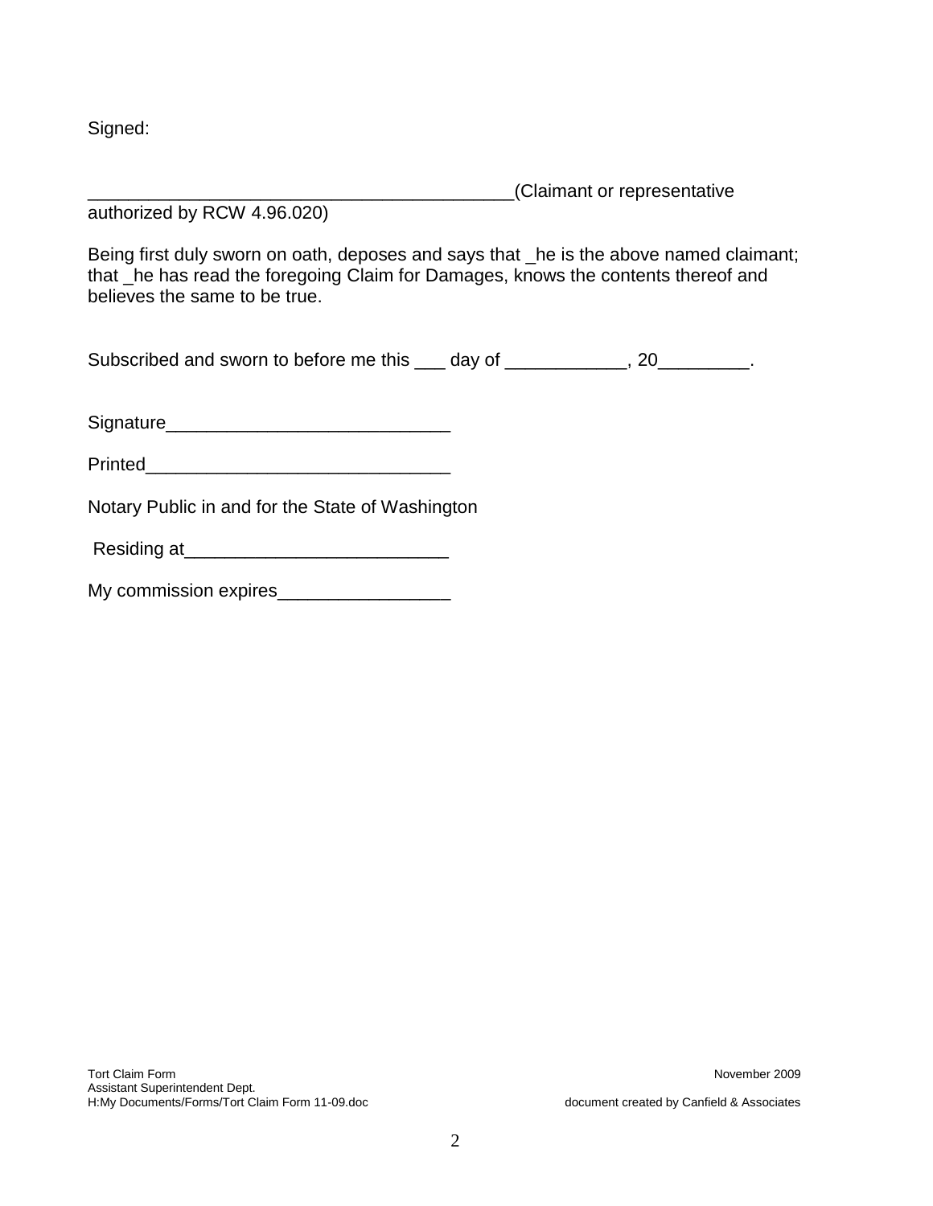Signed:

__________________________________________(Claimant or representative authorized by RCW 4.96.020)

Being first duly sworn on oath, deposes and says that _he is the above named claimant; that _he has read the foregoing Claim for Damages, knows the contents thereof and believes the same to be true.

Subscribed and sworn to before me this ___ day of ____________, 20_________.

Signature____________________________

Printed______________________________

Notary Public in and for the State of Washington

Residing at__________________________

My commission expires_________________

Tort Claim Form
Assistant Superintendent Dept.
H:My Documents/Forms/Tort Claim Form 11-09.doc

November 2009

document created by Canfield & Associates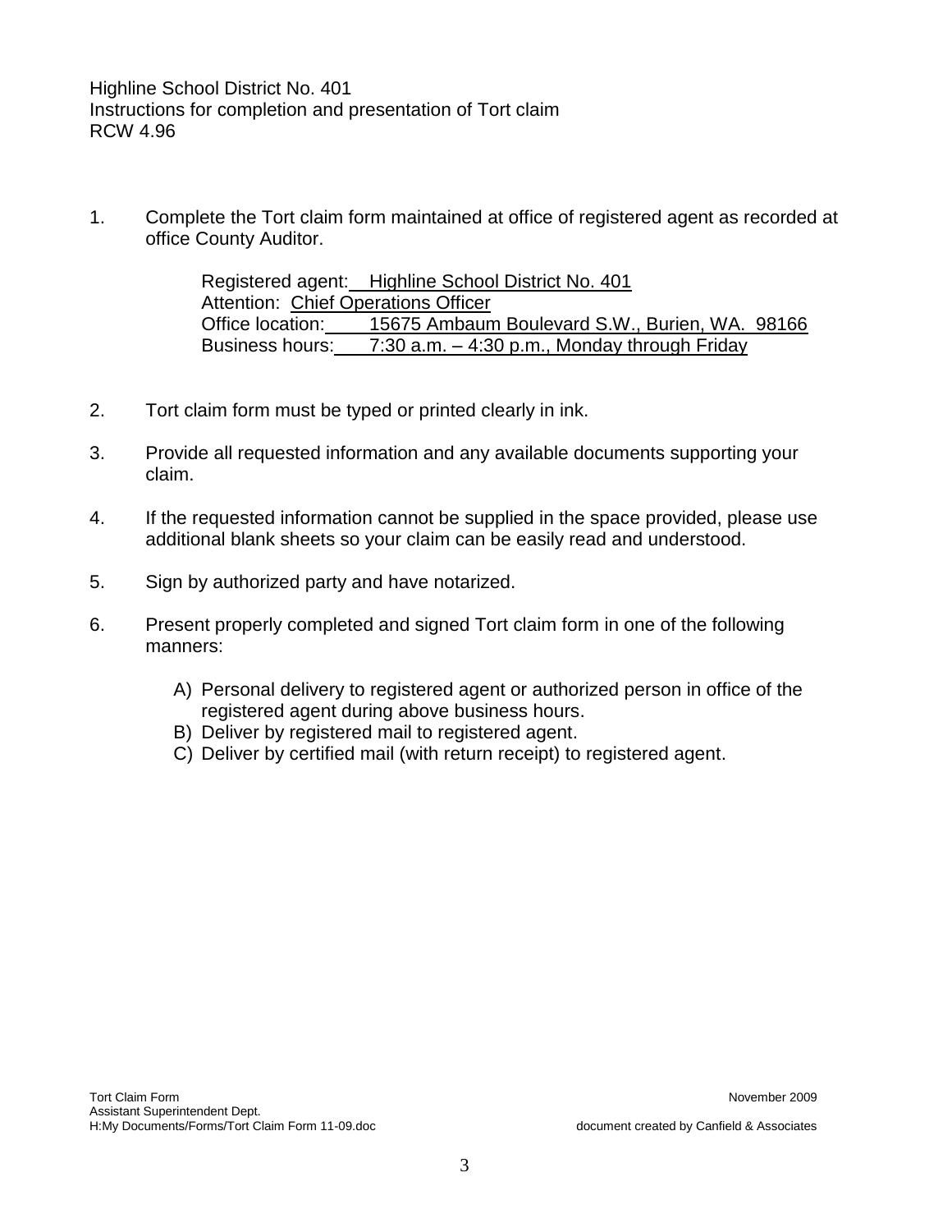Highline School District No. 401
Instructions for completion and presentation of Tort claim
RCW 4.96

1. Complete the Tort claim form maintained at office of registered agent as recorded at office County Auditor.

   Registered agent: Highline School District No. 401
   Attention: Chief Operations Officer
   Office location: 15675 Ambaum Boulevard S.W., Burien, WA. 98166
   Business hours: 7:30 a.m. – 4:30 p.m., Monday through Friday

2. Tort claim form must be typed or printed clearly in ink.

3. Provide all requested information and any available documents supporting your claim.

4. If the requested information cannot be supplied in the space provided, please use additional blank sheets so your claim can be easily read and understood.

5. Sign by authorized party and have notarized.

6. Present properly completed and signed Tort claim form in one of the following manners:

   A) Personal delivery to registered agent or authorized person in office of the registered agent during above business hours.
   B) Deliver by registered mail to registered agent.
   C) Deliver by certified mail (with return receipt) to registered agent.